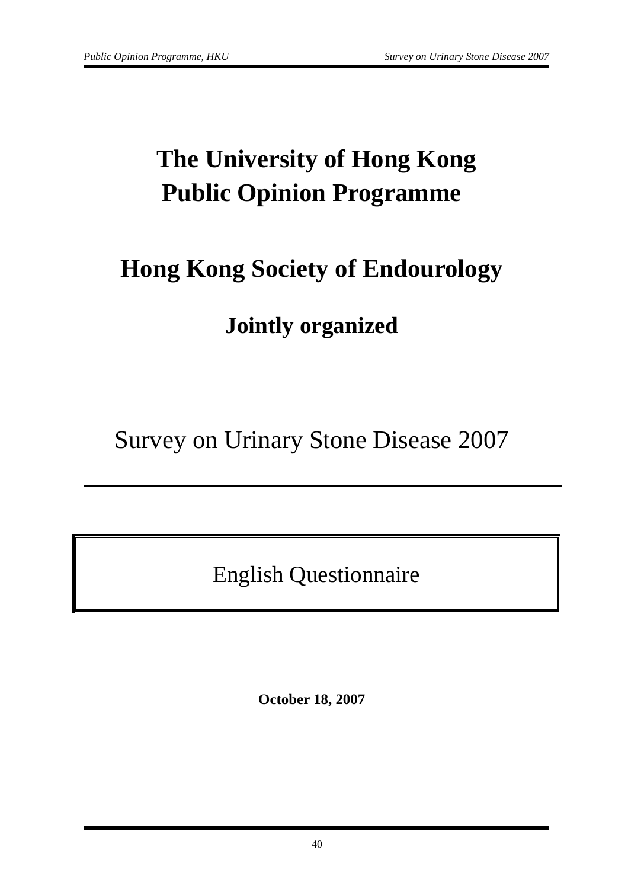# The University of Hong Kong
# Public Opinion Programme

# Hong Kong Society of Endourology

## Jointly organized

Survey on Urinary Stone Disease 2007

English Questionnaire

**October 18, 2007**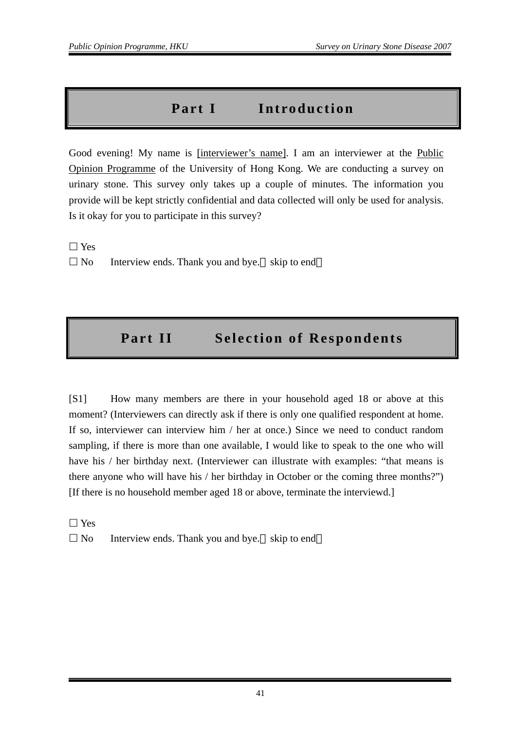# Part I Introduction

Good evening! My name is [interviewer’s name]. I am an interviewer at the Public Opinion Programme of the University of Hong Kong. We are conducting a survey on urinary stone. This survey only takes up a couple of minutes. The information you provide will be kept strictly confidential and data collected will only be used for analysis. Is it okay for you to participate in this survey?

☐ Yes
☐ No Interview ends. Thank you and bye.（skip to end）

# Part II Selection of Respondents

[S1] How many members are there in your household aged 18 or above at this moment? (Interviewers can directly ask if there is only one qualified respondent at home. If so, interviewer can interview him / her at once.) Since we need to conduct random sampling, if there is more than one available, I would like to speak to the one who will have his / her birthday next. (Interviewer can illustrate with examples: “that means is there anyone who will have his / her birthday in October or the coming three months?”) [If there is no household member aged 18 or above, terminate the interviewd.]

☐ Yes
☐ No Interview ends. Thank you and bye.（skip to end）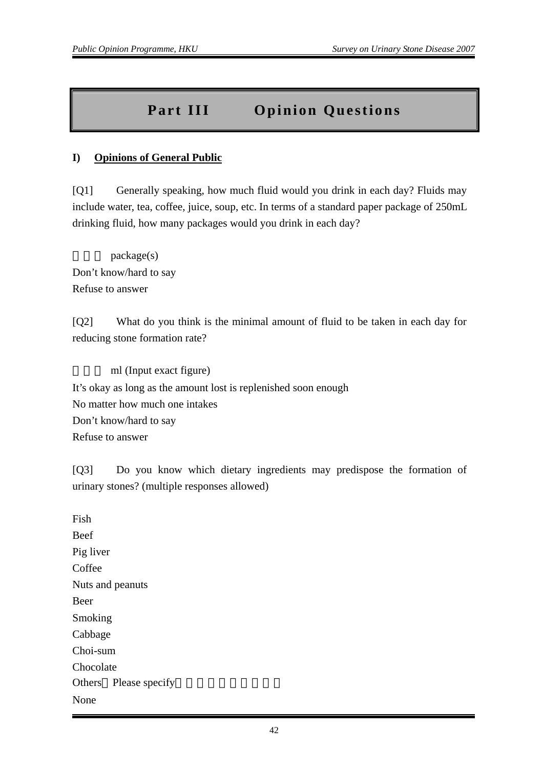# Part III Opinion Questions

**I) <u>Opinions of General Public</u>**

[Q1] Generally speaking, how much fluid would you drink in each day? Fluids may include water, tea, coffee, juice, soup, etc. In terms of a standard paper package of 250mL drinking fluid, how many packages would you drink in each day?

＿＿＿ package(s)
Don't know/hard to say
Refuse to answer

[Q2] What do you think is the minimal amount of fluid to be taken in each day for reducing stone formation rate?

＿＿＿ ml (Input exact figure)
It's okay as long as the amount lost is replenished soon enough
No matter how much one intakes
Don't know/hard to say
Refuse to answer

[Q3] Do you know which dietary ingredients may predispose the formation of urinary stones? (multiple responses allowed)

Fish
Beef
Pig liver
Coffee
Nuts and peanuts
Beer
Smoking
Cabbage
Choi-sum
Chocolate
Others（Please specify：＿＿＿＿＿＿＿）
None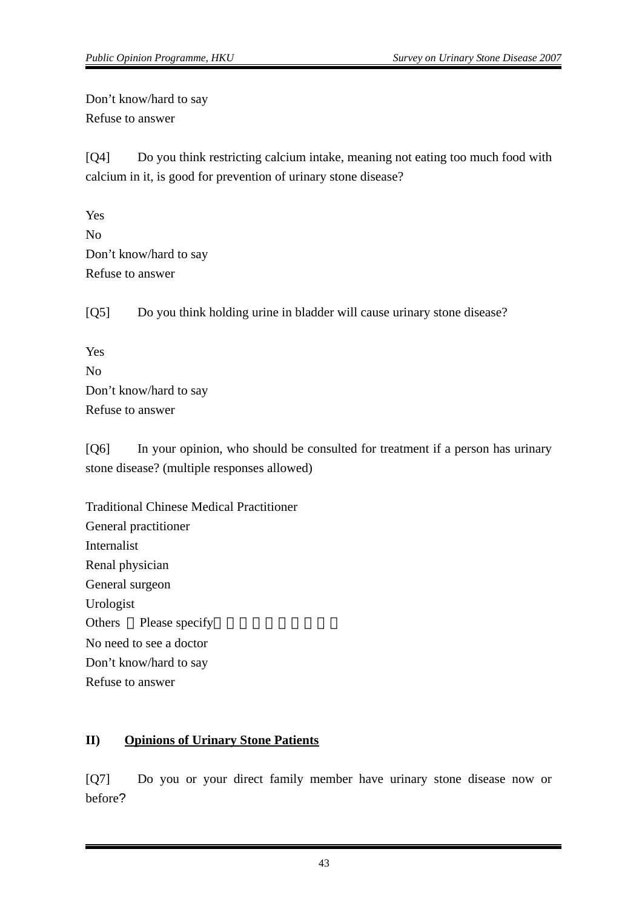Don’t know/hard to say
Refuse to answer

[Q4] Do you think restricting calcium intake, meaning not eating too much food with calcium in it, is good for prevention of urinary stone disease?

Yes
No
Don’t know/hard to say
Refuse to answer

[Q5] Do you think holding urine in bladder will cause urinary stone disease?

Yes
No
Don’t know/hard to say
Refuse to answer

[Q6] In your opinion, who should be consulted for treatment if a person has urinary stone disease? (multiple responses allowed)

Traditional Chinese Medical Practitioner
General practitioner
Internalist
Renal physician
General surgeon
Urologist
Others （Please specify）
No need to see a doctor
Don’t know/hard to say
Refuse to answer

## II) <u>Opinions of Urinary Stone Patients</u>

[Q7] Do you or your direct family member have urinary stone disease now or before?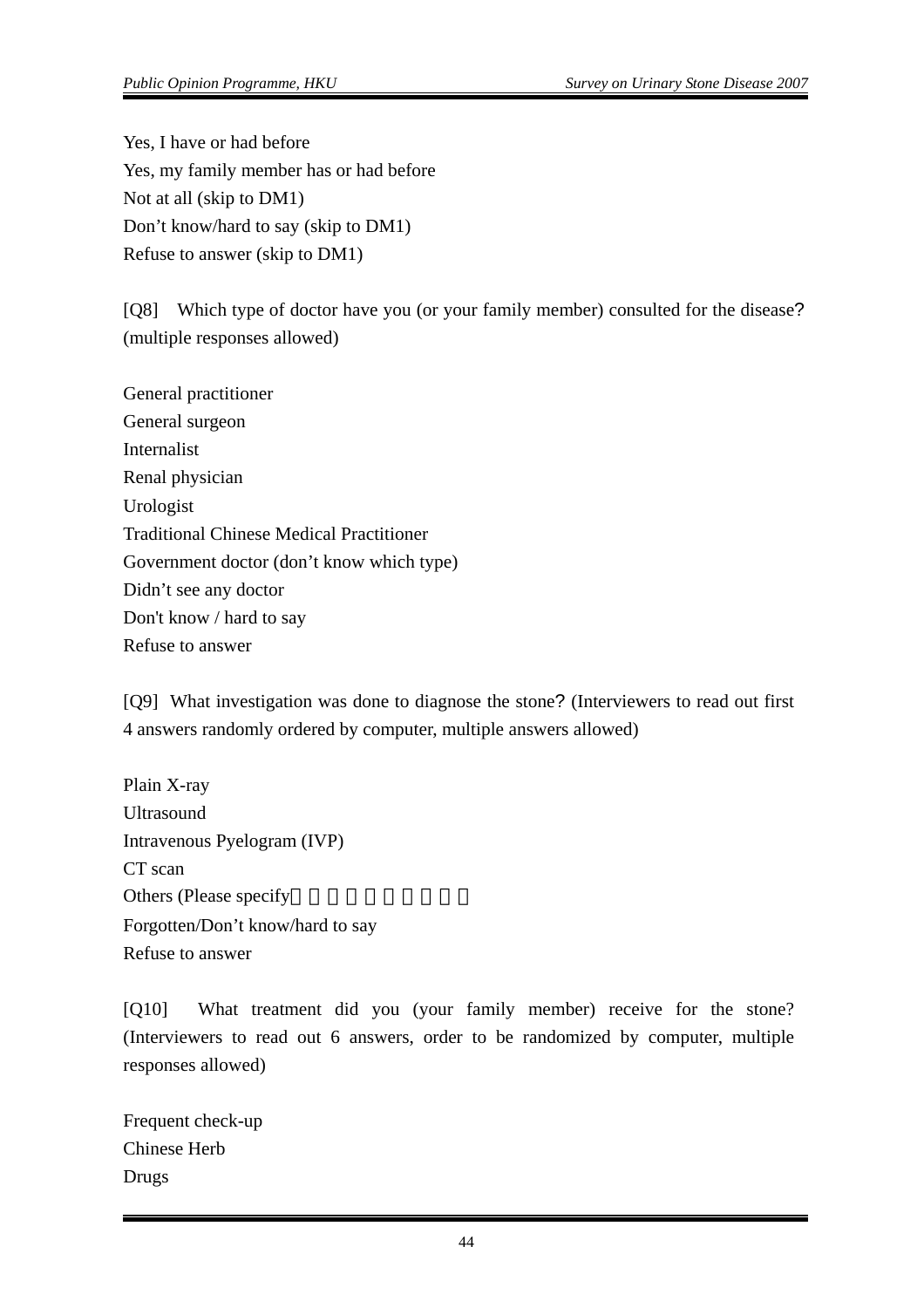Yes, I have or had before
Yes, my family member has or had before
Not at all (skip to DM1)
Don't know/hard to say (skip to DM1)
Refuse to answer (skip to DM1)

[Q8] Which type of doctor have you (or your family member) consulted for the disease? (multiple responses allowed)

General practitioner
General surgeon
Internalist
Renal physician
Urologist
Traditional Chinese Medical Practitioner
Government doctor (don't know which type)
Didn't see any doctor
Don't know / hard to say
Refuse to answer

[Q9] What investigation was done to diagnose the stone? (Interviewers to read out first 4 answers randomly ordered by computer, multiple answers allowed)

Plain X-ray
Ultrasound
Intravenous Pyelogram (IVP)
CT scan
Others (Please specify
Forgotten/Don't know/hard to say
Refuse to answer

[Q10] What treatment did you (your family member) receive for the stone? (Interviewers to read out 6 answers, order to be randomized by computer, multiple responses allowed)

Frequent check-up
Chinese Herb
Drugs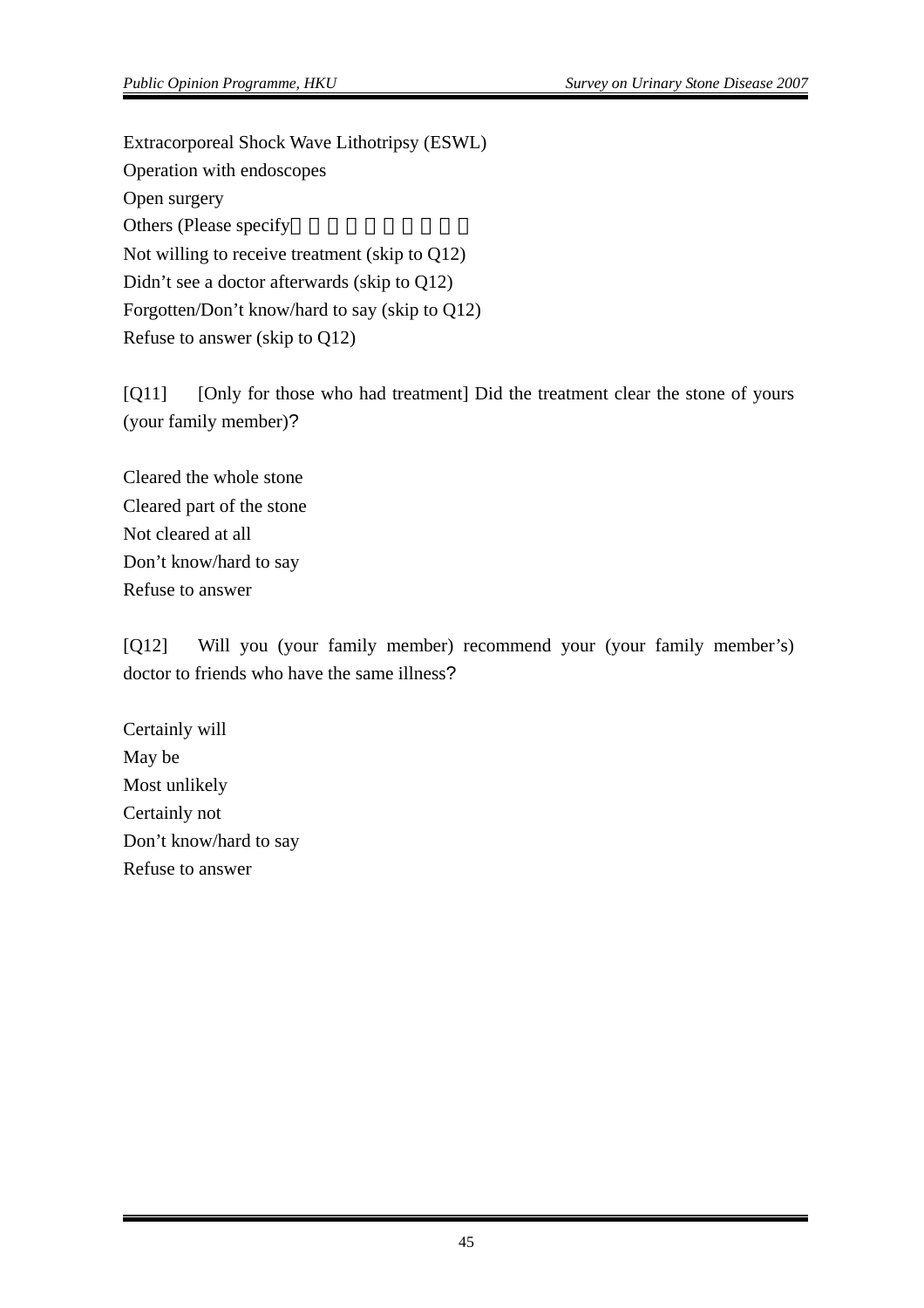Extracorporeal Shock Wave Lithotripsy (ESWL)
Operation with endoscopes
Open surgery
Others (Please specify

Not willing to receive treatment (skip to Q12)
Didn't see a doctor afterwards (skip to Q12)
Forgotten/Don't know/hard to say (skip to Q12)
Refuse to answer (skip to Q12)

[Q11] [Only for those who had treatment] Did the treatment clear the stone of yours (your family member)?

Cleared the whole stone
Cleared part of the stone
Not cleared at all
Don't know/hard to say
Refuse to answer

[Q12] Will you (your family member) recommend your (your family member's) doctor to friends who have the same illness?

Certainly will
May be
Most unlikely
Certainly not
Don't know/hard to say
Refuse to answer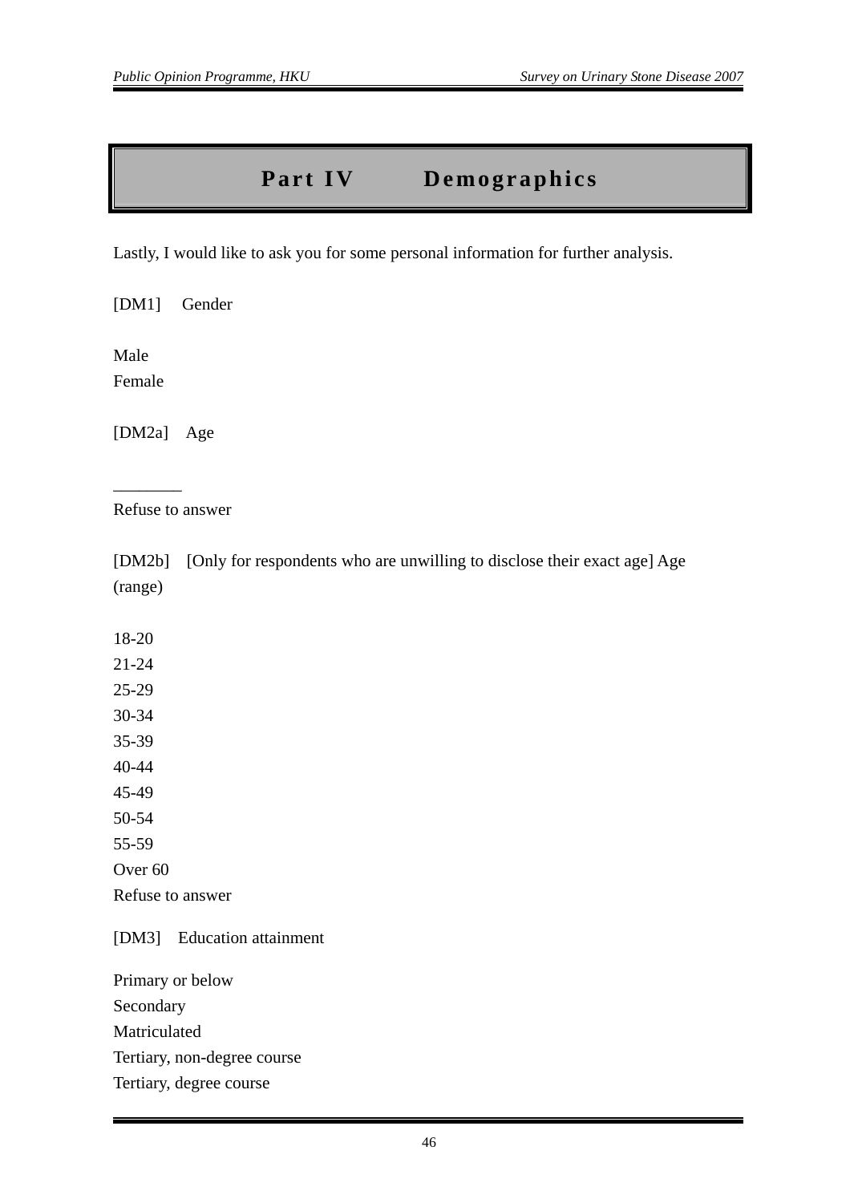# Part IV Demographics

Lastly, I would like to ask you for some personal information for further analysis.

[DM1] Gender

Male
Female

[DM2a] Age

________
Refuse to answer

[DM2b] [Only for respondents who are unwilling to disclose their exact age] Age (range)

18-20
21-24
25-29
30-34
35-39
40-44
45-49
50-54
55-59
Over 60
Refuse to answer

[DM3] Education attainment

Primary or below
Secondary
Matriculated
Tertiary, non-degree course
Tertiary, degree course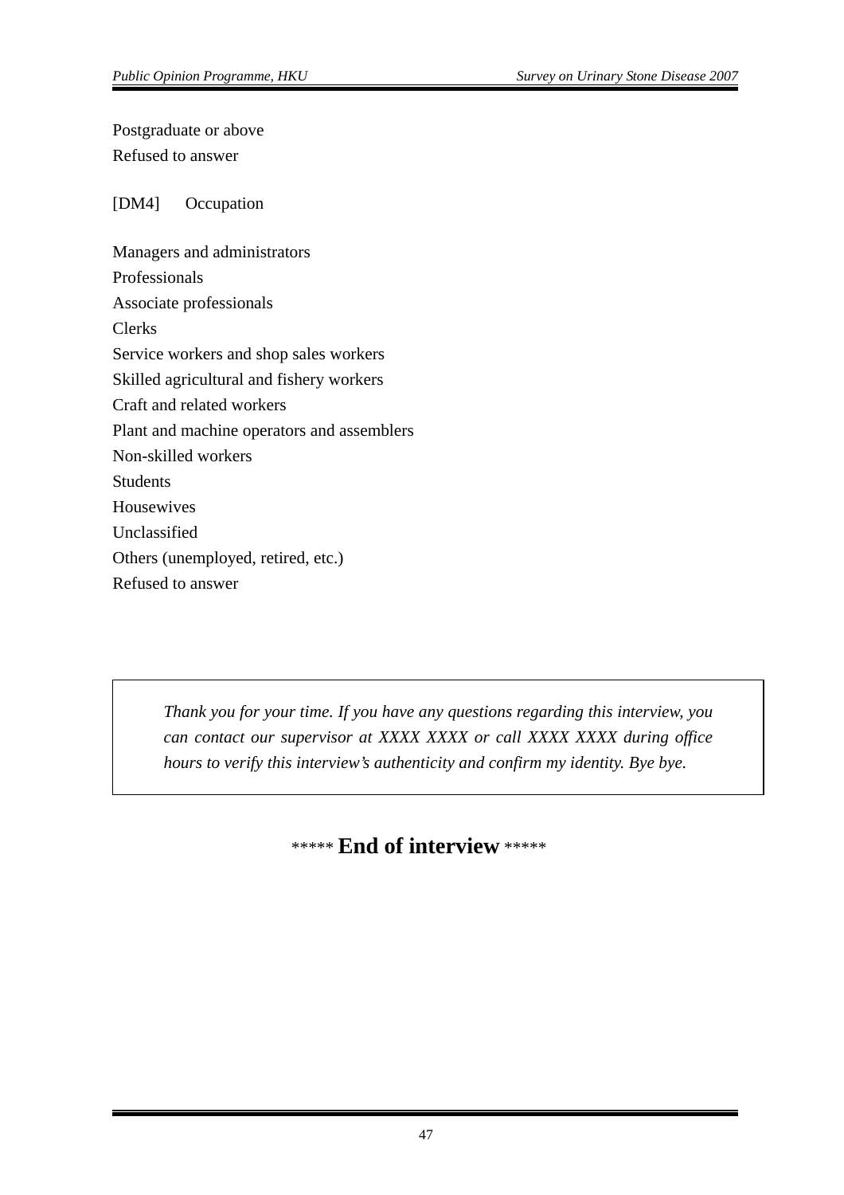Postgraduate or above
Refused to answer

[DM4] Occupation

Managers and administrators
Professionals
Associate professionals
Clerks
Service workers and shop sales workers
Skilled agricultural and fishery workers
Craft and related workers
Plant and machine operators and assemblers
Non-skilled workers
Students
Housewives
Unclassified
Others (unemployed, retired, etc.)
Refused to answer

> *Thank you for your time. If you have any questions regarding this interview, you can contact our supervisor at XXXX XXXX or call XXXX XXXX during office hours to verify this interview's authenticity and confirm my identity. Bye bye.*

***** **End of interview** *****